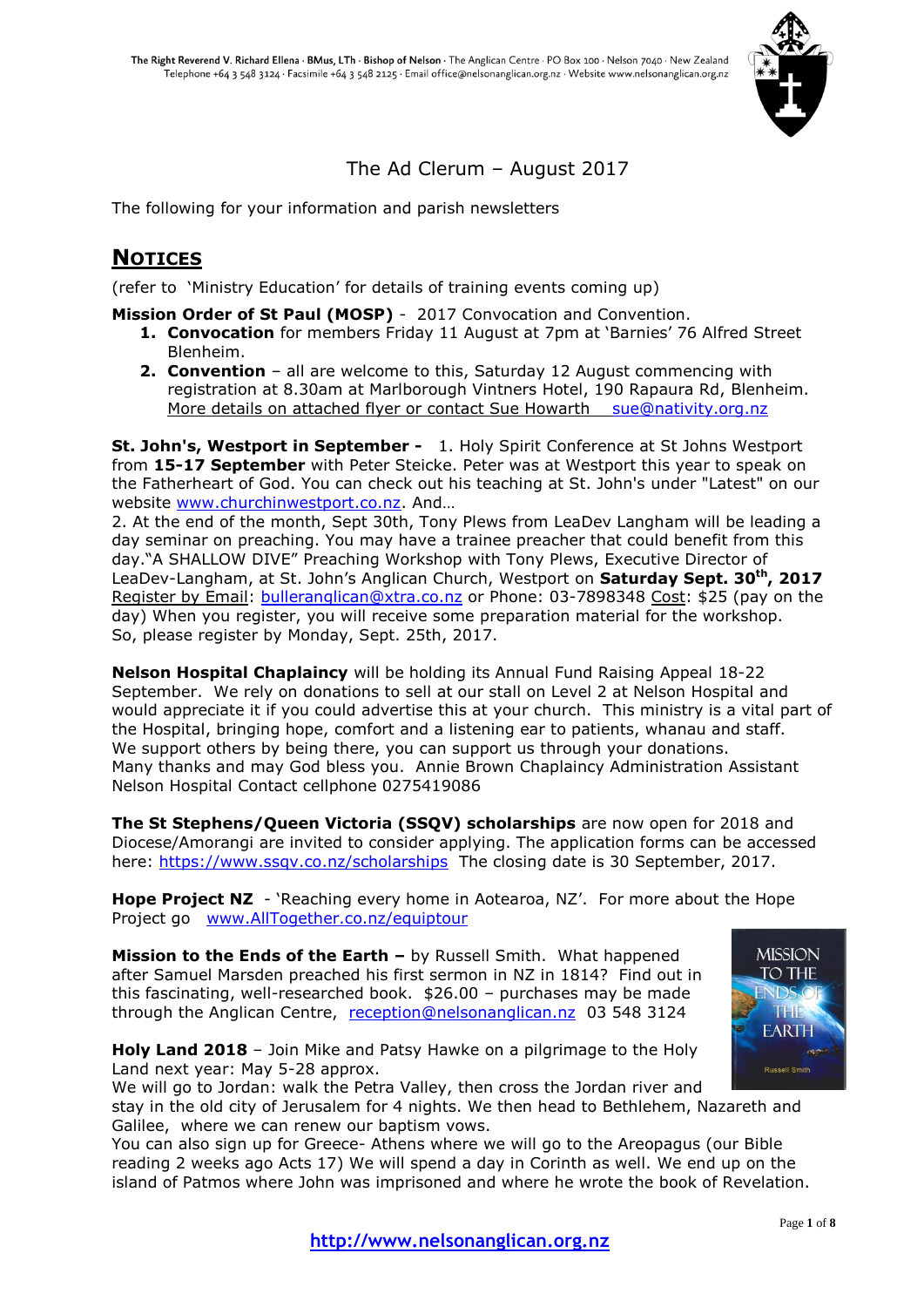The Right Reverend V. Richard Ellena · BMus, LTh · Bishop of Nelson · The Anglican Centre · PO Box 100 · Nelson 7040 · New Zealand
Telephone +64 3 548 3124 · Facsimile +64 3 548 2125 · Email office@nelsonanglican.org.nz · Website www.nelsonanglican.org.nz

# The Ad Clerum – August 2017

The following for your information and parish newsletters

## NOTICES

(refer to 'Ministry Education' for details of training events coming up)

**Mission Order of St Paul (MOSP)** - 2017 Convocation and Convention.

1. **Convocation** for members Friday 11 August at 7pm at 'Barnies' 76 Alfred Street Blenheim.
2. **Convention** – all are welcome to this, Saturday 12 August commencing with registration at 8.30am at Marlborough Vintners Hotel, 190 Rapaura Rd, Blenheim. More details on attached flyer or contact Sue Howarth sue@nativity.org.nz

**St. John's, Westport in September -** 1. Holy Spirit Conference at St Johns Westport from **15-17 September** with Peter Steicke. Peter was at Westport this year to speak on the Fatherheart of God. You can check out his teaching at St. John's under "Latest" on our website www.churchinwestport.co.nz. And…

2. At the end of the month, Sept 30th, Tony Plews from LeaDev Langham will be leading a day seminar on preaching. You may have a trainee preacher that could benefit from this day."A SHALLOW DIVE" Preaching Workshop with Tony Plews, Executive Director of LeaDev-Langham, at St. John's Anglican Church, Westport on **Saturday Sept. 30th, 2017** Register by Email: bulleranglican@xtra.co.nz or Phone: 03-7898348 Cost: $25 (pay on the day) When you register, you will receive some preparation material for the workshop. So, please register by Monday, Sept. 25th, 2017.

**Nelson Hospital Chaplaincy** will be holding its Annual Fund Raising Appeal 18-22 September. We rely on donations to sell at our stall on Level 2 at Nelson Hospital and would appreciate it if you could advertise this at your church. This ministry is a vital part of the Hospital, bringing hope, comfort and a listening ear to patients, whanau and staff. We support others by being there, you can support us through your donations. Many thanks and may God bless you. Annie Brown Chaplaincy Administration Assistant Nelson Hospital Contact cellphone 0275419086

**The St Stephens/Queen Victoria (SSQV) scholarships** are now open for 2018 and Diocese/Amorangi are invited to consider applying. The application forms can be accessed here: https://www.ssqv.co.nz/scholarships The closing date is 30 September, 2017.

**Hope Project NZ** - 'Reaching every home in Aotearoa, NZ'. For more about the Hope Project go www.AllTogether.co.nz/equiptour

**Mission to the Ends of the Earth –** by Russell Smith. What happened after Samuel Marsden preached his first sermon in NZ in 1814? Find out in this fascinating, well-researched book. $26.00 – purchases may be made through the Anglican Centre, reception@nelsonanglican.nz 03 548 3124

**Holy Land 2018** – Join Mike and Patsy Hawke on a pilgrimage to the Holy Land next year: May 5-28 approx.

We will go to Jordan: walk the Petra Valley, then cross the Jordan river and stay in the old city of Jerusalem for 4 nights. We then head to Bethlehem, Nazareth and Galilee, where we can renew our baptism vows.

You can also sign up for Greece- Athens where we will go to the Areopagus (our Bible reading 2 weeks ago Acts 17) We will spend a day in Corinth as well. We end up on the island of Patmos where John was imprisoned and where he wrote the book of Revelation.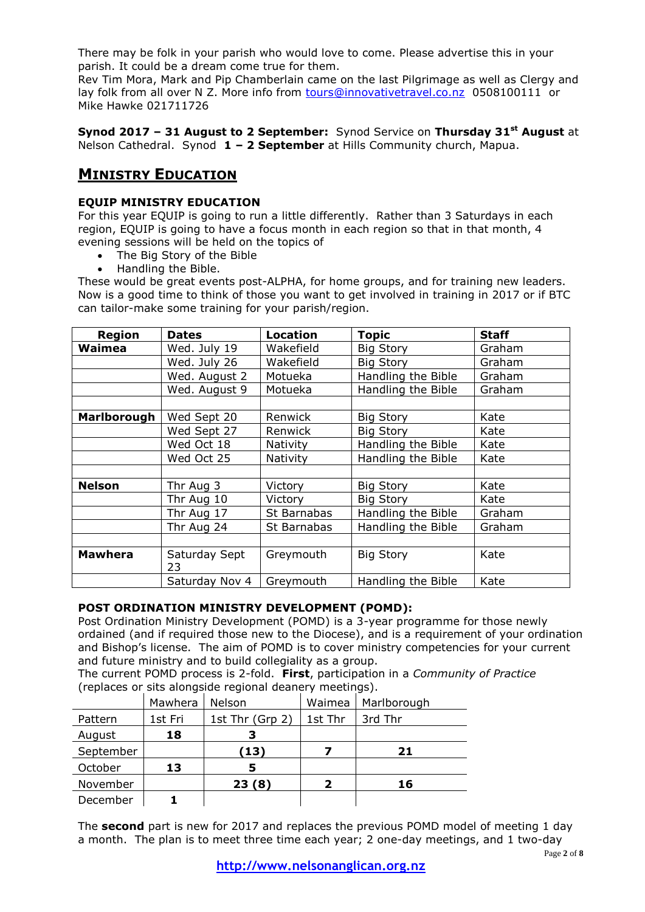There may be folk in your parish who would love to come. Please advertise this in your parish. It could be a dream come true for them.
Rev Tim Mora, Mark and Pip Chamberlain came on the last Pilgrimage as well as Clergy and lay folk from all over N Z. More info from tours@innovativetravel.co.nz 0508100111 or Mike Hawke 021711726

**Synod 2017 – 31 August to 2 September:** Synod Service on **Thursday 31st August** at Nelson Cathedral. Synod **1 – 2 September** at Hills Community church, Mapua.

## MINISTRY EDUCATION

### EQUIP MINISTRY EDUCATION

For this year EQUIP is going to run a little differently. Rather than 3 Saturdays in each region, EQUIP is going to have a focus month in each region so that in that month, 4 evening sessions will be held on the topics of

- The Big Story of the Bible
- Handling the Bible.

These would be great events post-ALPHA, for home groups, and for training new leaders. Now is a good time to think of those you want to get involved in training in 2017 or if BTC can tailor-make some training for your parish/region.

| Region | Dates | Location | Topic | Staff |
|---|---|---|---|---|
| **Waimea** | Wed. July 19 | Wakefield | Big Story | Graham |
| | Wed. July 26 | Wakefield | Big Story | Graham |
| | Wed. August 2 | Motueka | Handling the Bible | Graham |
| | Wed. August 9 | Motueka | Handling the Bible | Graham |
| | | | | |
| **Marlborough** | Wed Sept 20 | Renwick | Big Story | Kate |
| | Wed Sept 27 | Renwick | Big Story | Kate |
| | Wed Oct 18 | Nativity | Handling the Bible | Kate |
| | Wed Oct 25 | Nativity | Handling the Bible | Kate |
| | | | | |
| **Nelson** | Thr Aug 3 | Victory | Big Story | Kate |
| | Thr Aug 10 | Victory | Big Story | Kate |
| | Thr Aug 17 | St Barnabas | Handling the Bible | Graham |
| | Thr Aug 24 | St Barnabas | Handling the Bible | Graham |
| | | | | |
| **Mawhera** | Saturday Sept 23 | Greymouth | Big Story | Kate |
| | Saturday Nov 4 | Greymouth | Handling the Bible | Kate |

### POST ORDINATION MINISTRY DEVELOPMENT (POMD):

Post Ordination Ministry Development (POMD) is a 3-year programme for those newly ordained (and if required those new to the Diocese), and is a requirement of your ordination and Bishop's license. The aim of POMD is to cover ministry competencies for your current and future ministry and to build collegiality as a group.
The current POMD process is 2-fold. **First**, participation in a *Community of Practice* (replaces or sits alongside regional deanery meetings).

| | Mawhera | Nelson | Waimea | Marlborough |
|---|---|---|---|---|
| Pattern | 1st Fri | 1st Thr (Grp 2) | 1st Thr | 3rd Thr |
| August | **18** | **3** | | |
| September | | **(13)** | **7** | **21** |
| October | **13** | **5** | | |
| November | | **23 (8)** | **2** | **16** |
| December | **1** | | | |

The **second** part is new for 2017 and replaces the previous POMD model of meeting 1 day a month. The plan is to meet three time each year; 2 one-day meetings, and 1 two-day

http://www.nelsonanglican.org.nz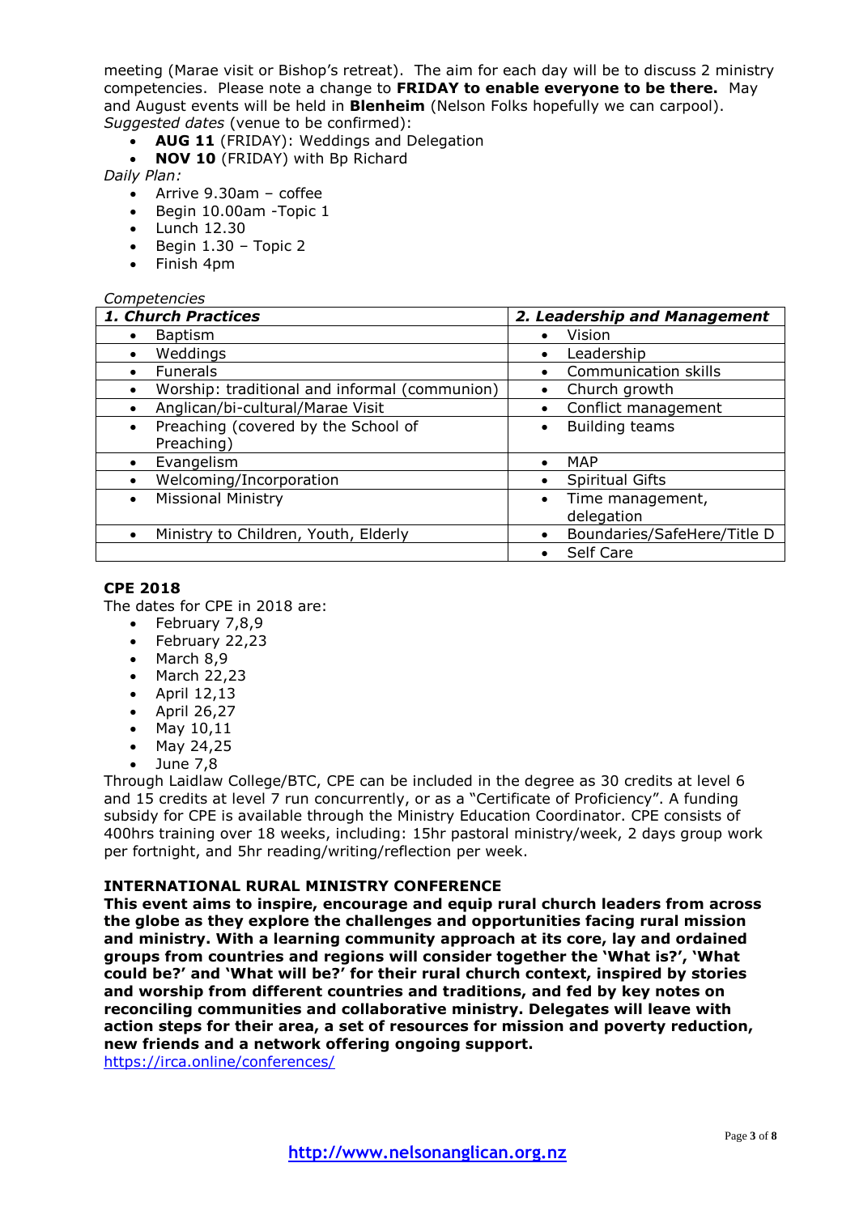meeting (Marae visit or Bishop's retreat). The aim for each day will be to discuss 2 ministry competencies. Please note a change to **FRIDAY to enable everyone to be there.** May and August events will be held in **Blenheim** (Nelson Folks hopefully we can carpool). *Suggested dates* (venue to be confirmed):

- **AUG 11** (FRIDAY): Weddings and Delegation
- **NOV 10** (FRIDAY) with Bp Richard

*Daily Plan:*

- Arrive 9.30am – coffee
- Begin 10.00am -Topic 1
- Lunch 12.30
- Begin 1.30 – Topic 2
- Finish 4pm

*Competencies*

| ***1. Church Practices*** | ***2. Leadership and Management*** |
|---|---|
| • Baptism | • Vision |
| • Weddings | • Leadership |
| • Funerals | • Communication skills |
| • Worship: traditional and informal (communion) | • Church growth |
| • Anglican/bi-cultural/Marae Visit | • Conflict management |
| • Preaching (covered by the School of Preaching) | • Building teams |
| • Evangelism | • MAP |
| • Welcoming/Incorporation | • Spiritual Gifts |
| • Missional Ministry | • Time management, delegation |
| • Ministry to Children, Youth, Elderly | • Boundaries/SafeHere/Title D |
| | • Self Care |

**CPE 2018**

The dates for CPE in 2018 are:

- February 7,8,9
- February 22,23
- March 8,9
- March 22,23
- April 12,13
- April 26,27
- May 10,11
- May 24,25
- June 7,8

Through Laidlaw College/BTC, CPE can be included in the degree as 30 credits at level 6 and 15 credits at level 7 run concurrently, or as a "Certificate of Proficiency". A funding subsidy for CPE is available through the Ministry Education Coordinator. CPE consists of 400hrs training over 18 weeks, including: 15hr pastoral ministry/week, 2 days group work per fortnight, and 5hr reading/writing/reflection per week.

**INTERNATIONAL RURAL MINISTRY CONFERENCE**

**This event aims to inspire, encourage and equip rural church leaders from across the globe as they explore the challenges and opportunities facing rural mission and ministry. With a learning community approach at its core, lay and ordained groups from countries and regions will consider together the 'What is?', 'What could be?' and 'What will be?' for their rural church context, inspired by stories and worship from different countries and traditions, and fed by key notes on reconciling communities and collaborative ministry. Delegates will leave with action steps for their area, a set of resources for mission and poverty reduction, new friends and a network offering ongoing support.**

https://irca.online/conferences/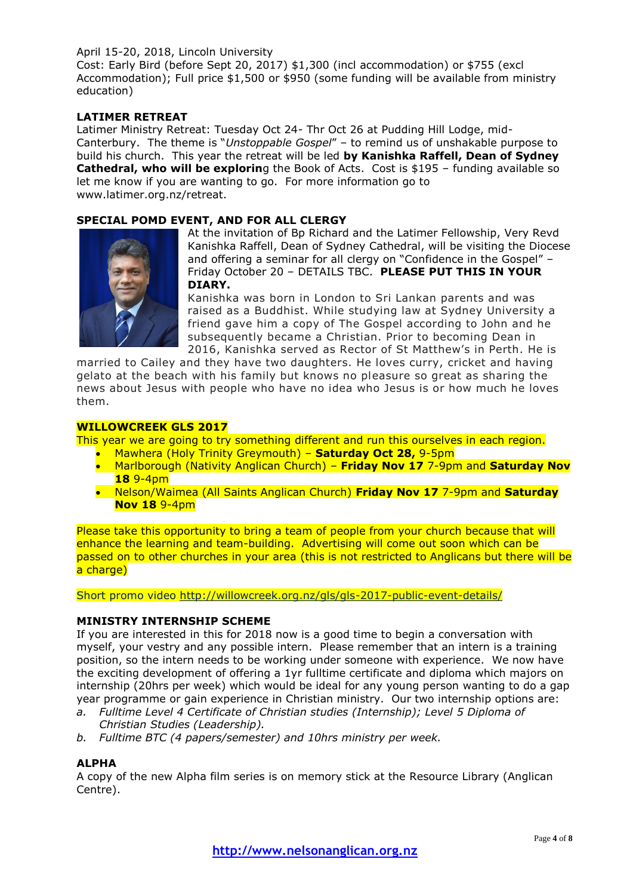April 15-20, 2018, Lincoln University
Cost: Early Bird (before Sept 20, 2017) $1,300 (incl accommodation) or $755 (excl Accommodation); Full price $1,500 or $950 (some funding will be available from ministry education)

**LATIMER RETREAT**

Latimer Ministry Retreat: Tuesday Oct 24- Thr Oct 26 at Pudding Hill Lodge, mid-Canterbury. The theme is "*Unstoppable Gospel*" – to remind us of unshakable purpose to build his church. This year the retreat will be led **by Kanishka Raffell, Dean of Sydney Cathedral, who will be explorin**g the Book of Acts. Cost is $195 – funding available so let me know if you are wanting to go. For more information go to www.latimer.org.nz/retreat.

**SPECIAL POMD EVENT, AND FOR ALL CLERGY**

At the invitation of Bp Richard and the Latimer Fellowship, Very Revd Kanishka Raffell, Dean of Sydney Cathedral, will be visiting the Diocese and offering a seminar for all clergy on "Confidence in the Gospel" – Friday October 20 – DETAILS TBC. **PLEASE PUT THIS IN YOUR DIARY.**

Kanishka was born in London to Sri Lankan parents and was raised as a Buddhist. While studying law at Sydney University a friend gave him a copy of The Gospel according to John and he subsequently became a Christian. Prior to becoming Dean in 2016, Kanishka served as Rector of St Matthew's in Perth. He is married to Cailey and they have two daughters. He loves curry, cricket and having gelato at the beach with his family but knows no pleasure so great as sharing the news about Jesus with people who have no idea who Jesus is or how much he loves them.

**WILLOWCREEK GLS 2017**

This year we are going to try something different and run this ourselves in each region.

- Mawhera (Holy Trinity Greymouth) – **Saturday Oct 28,** 9-5pm
- Marlborough (Nativity Anglican Church) – **Friday Nov 17** 7-9pm and **Saturday Nov 18** 9-4pm
- Nelson/Waimea (All Saints Anglican Church) **Friday Nov 17** 7-9pm and **Saturday Nov 18** 9-4pm

Please take this opportunity to bring a team of people from your church because that will enhance the learning and team-building. Advertising will come out soon which can be passed on to other churches in your area (this is not restricted to Anglicans but there will be a charge)

Short promo video http://willowcreek.org.nz/gls/gls-2017-public-event-details/

**MINISTRY INTERNSHIP SCHEME**

If you are interested in this for 2018 now is a good time to begin a conversation with myself, your vestry and any possible intern. Please remember that an intern is a training position, so the intern needs to be working under someone with experience. We now have the exciting development of offering a 1yr fulltime certificate and diploma which majors on internship (20hrs per week) which would be ideal for any young person wanting to do a gap year programme or gain experience in Christian ministry. Our two internship options are:

a. *Fulltime Level 4 Certificate of Christian studies (Internship); Level 5 Diploma of Christian Studies (Leadership).*
b. *Fulltime BTC (4 papers/semester) and 10hrs ministry per week.*

**ALPHA**

A copy of the new Alpha film series is on memory stick at the Resource Library (Anglican Centre).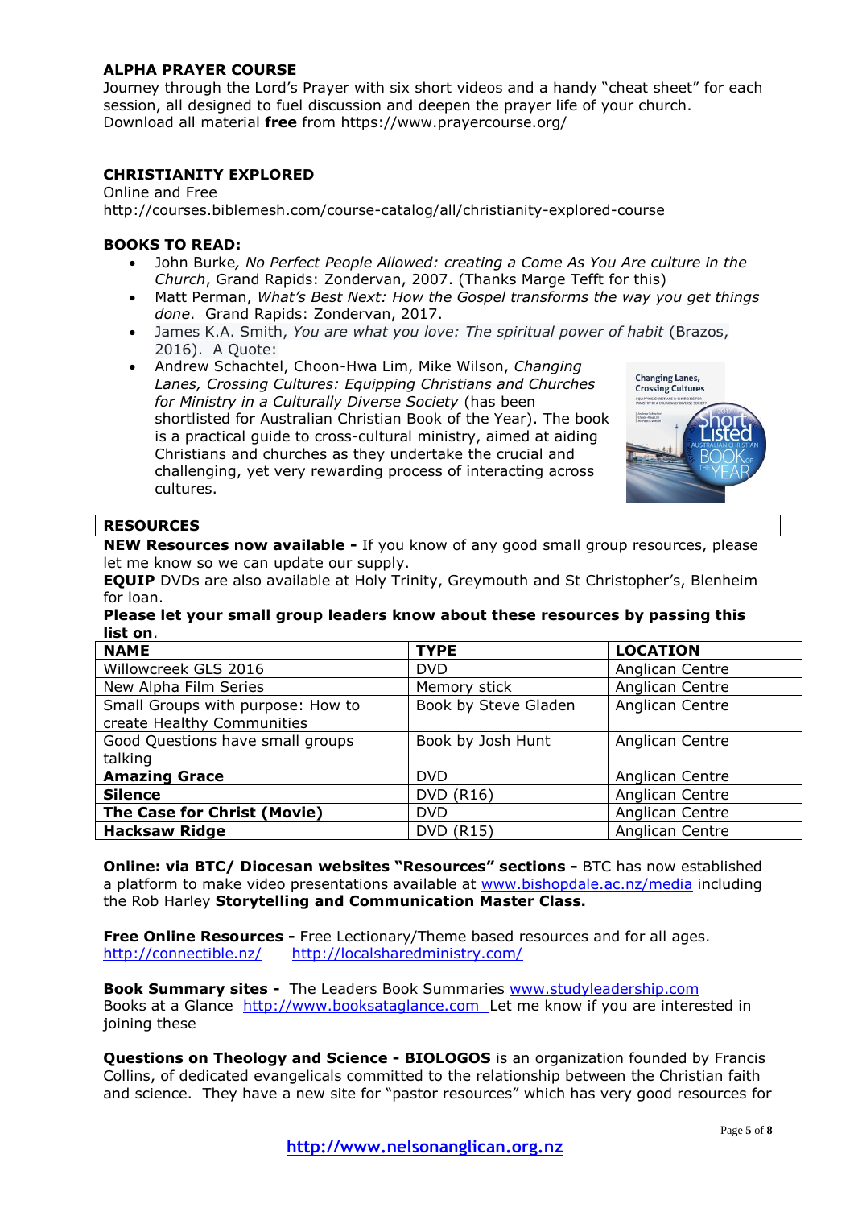**ALPHA PRAYER COURSE**

Journey through the Lord's Prayer with six short videos and a handy "cheat sheet" for each session, all designed to fuel discussion and deepen the prayer life of your church. Download all material **free** from https://www.prayercourse.org/

**CHRISTIANITY EXPLORED**

Online and Free
http://courses.biblemesh.com/course-catalog/all/christianity-explored-course

**BOOKS TO READ:**

- John Burke*, No Perfect People Allowed: creating a Come As You Are culture in the Church*, Grand Rapids: Zondervan, 2007. (Thanks Marge Tefft for this)
- Matt Perman, *What's Best Next: How the Gospel transforms the way you get things done*. Grand Rapids: Zondervan, 2017.
- James K.A. Smith, *You are what you love: The spiritual power of habit* (Brazos, 2016). A Quote:
- Andrew Schachtel, Choon-Hwa Lim, Mike Wilson, *Changing Lanes, Crossing Cultures: Equipping Christians and Churches for Ministry in a Culturally Diverse Society* (has been shortlisted for Australian Christian Book of the Year). The book is a practical guide to cross-cultural ministry, aimed at aiding Christians and churches as they undertake the crucial and challenging, yet very rewarding process of interacting across cultures.

**RESOURCES**

**NEW Resources now available -** If you know of any good small group resources, please let me know so we can update our supply.

**EQUIP** DVDs are also available at Holy Trinity, Greymouth and St Christopher's, Blenheim for loan.

**Please let your small group leaders know about these resources by passing this list on**.

| NAME | TYPE | LOCATION |
|---|---|---|
| Willowcreek GLS 2016 | DVD | Anglican Centre |
| New Alpha Film Series | Memory stick | Anglican Centre |
| Small Groups with purpose: How to create Healthy Communities | Book by Steve Gladen | Anglican Centre |
| Good Questions have small groups talking | Book by Josh Hunt | Anglican Centre |
| **Amazing Grace** | DVD | Anglican Centre |
| **Silence** | DVD (R16) | Anglican Centre |
| **The Case for Christ (Movie)** | DVD | Anglican Centre |
| **Hacksaw Ridge** | DVD (R15) | Anglican Centre |

**Online: via BTC/ Diocesan websites "Resources" sections -** BTC has now established a platform to make video presentations available at www.bishopdale.ac.nz/media including the Rob Harley **Storytelling and Communication Master Class.**

**Free Online Resources -** Free Lectionary/Theme based resources and for all ages.
http://connectible.nz/ http://localsharedministry.com/

**Book Summary sites -** The Leaders Book Summaries www.studyleadership.com
Books at a Glance http://www.booksataglance.com Let me know if you are interested in joining these

**Questions on Theology and Science - BIOLOGOS** is an organization founded by Francis Collins, of dedicated evangelicals committed to the relationship between the Christian faith and science. They have a new site for "pastor resources" which has very good resources for

http://www.nelsonanglican.org.nz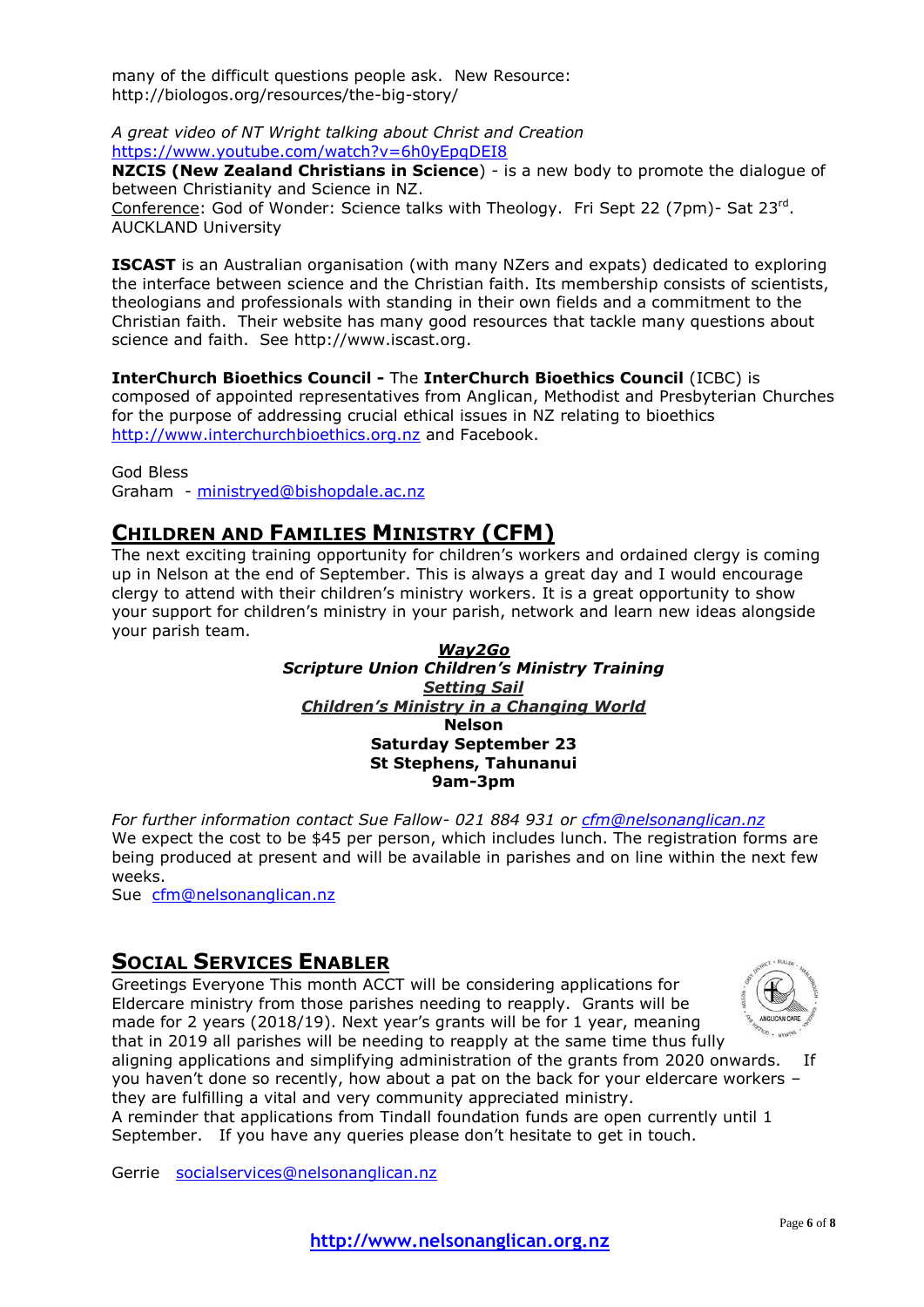many of the difficult questions people ask. New Resource: http://biologos.org/resources/the-big-story/

*A great video of NT Wright talking about Christ and Creation*
https://www.youtube.com/watch?v=6h0yEpqDEI8

**NZCIS (New Zealand Christians in Science**) - is a new body to promote the dialogue of between Christianity and Science in NZ.
Conference: God of Wonder: Science talks with Theology. Fri Sept 22 (7pm)- Sat 23rd. AUCKLAND University

**ISCAST** is an Australian organisation (with many NZers and expats) dedicated to exploring the interface between science and the Christian faith. Its membership consists of scientists, theologians and professionals with standing in their own fields and a commitment to the Christian faith. Their website has many good resources that tackle many questions about science and faith. See http://www.iscast.org.

**InterChurch Bioethics Council -** The **InterChurch Bioethics Council** (ICBC) is composed of appointed representatives from Anglican, Methodist and Presbyterian Churches for the purpose of addressing crucial ethical issues in NZ relating to bioethics http://www.interchurchbioethics.org.nz and Facebook.

God Bless
Graham - ministryed@bishopdale.ac.nz

## CHILDREN AND FAMILIES MINISTRY (CFM)

The next exciting training opportunity for children's workers and ordained clergy is coming up in Nelson at the end of September. This is always a great day and I would encourage clergy to attend with their children's ministry workers. It is a great opportunity to show your support for children's ministry in your parish, network and learn new ideas alongside your parish team.

***Way2Go***
***Scripture Union Children's Ministry Training***
***Setting Sail***
***Children's Ministry in a Changing World***
**Nelson**
**Saturday September 23**
**St Stephens, Tahunanui**
**9am-3pm**

*For further information contact Sue Fallow- 021 884 931 or cfm@nelsonanglican.nz*
We expect the cost to be $45 per person, which includes lunch. The registration forms are being produced at present and will be available in parishes and on line within the next few weeks.
Sue cfm@nelsonanglican.nz

## SOCIAL SERVICES ENABLER

Greetings Everyone This month ACCT will be considering applications for Eldercare ministry from those parishes needing to reapply. Grants will be made for 2 years (2018/19). Next year's grants will be for 1 year, meaning that in 2019 all parishes will be needing to reapply at the same time thus fully aligning applications and simplifying administration of the grants from 2020 onwards. If you haven't done so recently, how about a pat on the back for your eldercare workers – they are fulfilling a vital and very community appreciated ministry.
A reminder that applications from Tindall foundation funds are open currently until 1 September. If you have any queries please don't hesitate to get in touch.

Gerrie socialservices@nelsonanglican.nz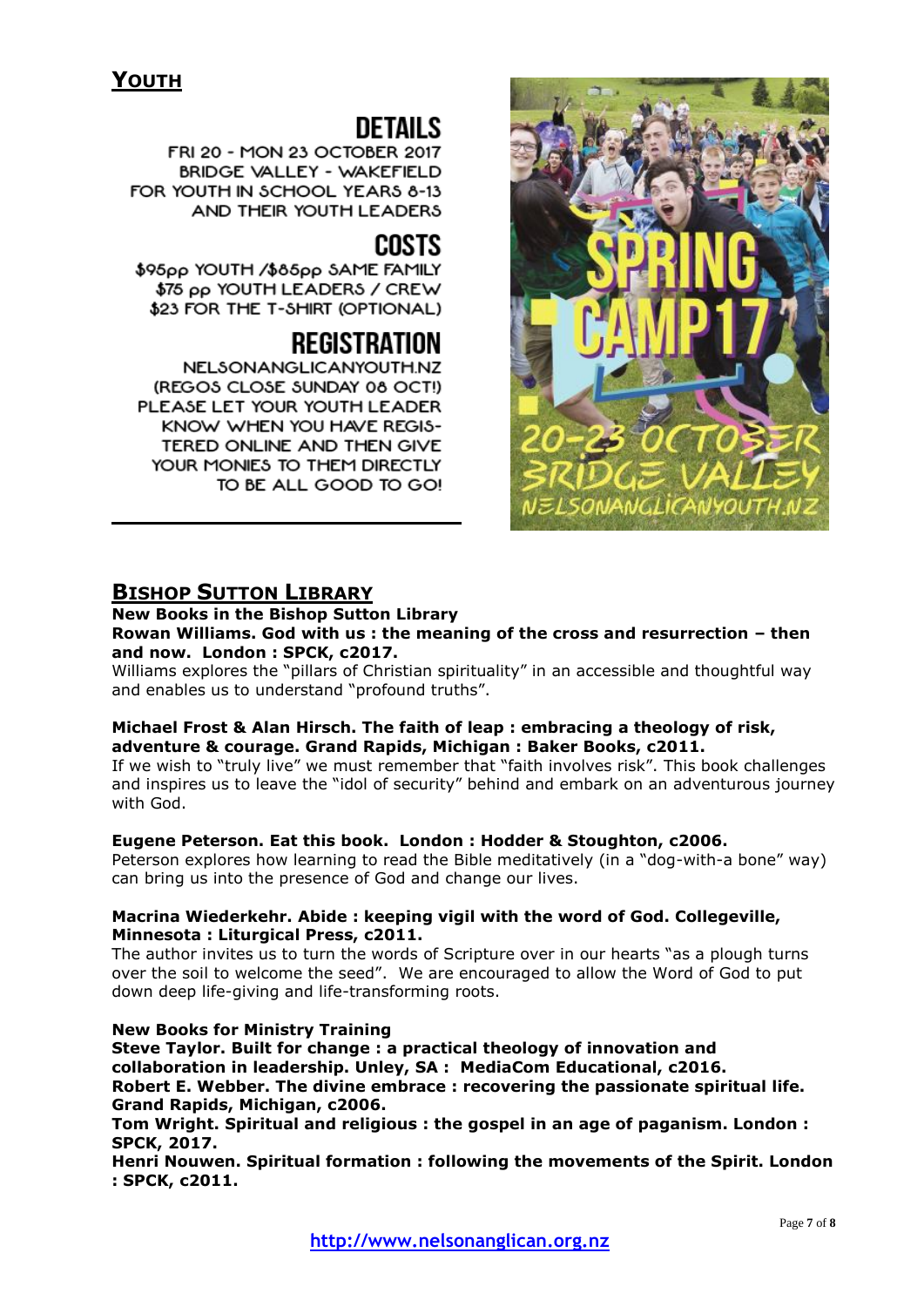## YOUTH

### DETAILS

FRI 20 - MON 23 OCTOBER 2017
BRIDGE VALLEY - WAKEFIELD
FOR YOUTH IN SCHOOL YEARS 8-13
AND THEIR YOUTH LEADERS

### COSTS

$95pp YOUTH /$85pp SAME FAMILY
$75 pp YOUTH LEADERS / CREW
$23 FOR THE T-SHIRT (OPTIONAL)

### REGISTRATION

NELSONANGLICANYOUTH.NZ
(REGOS CLOSE SUNDAY 08 OCT!)
PLEASE LET YOUR YOUTH LEADER KNOW WHEN YOU HAVE REGISTERED ONLINE AND THEN GIVE YOUR MONIES TO THEM DIRECTLY TO BE ALL GOOD TO GO!

SPRING CAMP17
20-23 OCTOBER
BRIDGE VALLEY
NELSONANGLICANYOUTH.NZ

## BISHOP SUTTON LIBRARY

**New Books in the Bishop Sutton Library**

**Rowan Williams. God with us : the meaning of the cross and resurrection – then and now. London : SPCK, c2017.**
Williams explores the "pillars of Christian spirituality" in an accessible and thoughtful way and enables us to understand "profound truths".

**Michael Frost & Alan Hirsch. The faith of leap : embracing a theology of risk, adventure & courage. Grand Rapids, Michigan : Baker Books, c2011.**
If we wish to "truly live" we must remember that "faith involves risk". This book challenges and inspires us to leave the "idol of security" behind and embark on an adventurous journey with God.

**Eugene Peterson. Eat this book. London : Hodder & Stoughton, c2006.**
Peterson explores how learning to read the Bible meditatively (in a "dog-with-a bone" way) can bring us into the presence of God and change our lives.

**Macrina Wiederkehr. Abide : keeping vigil with the word of God. Collegeville, Minnesota : Liturgical Press, c2011.**
The author invites us to turn the words of Scripture over in our hearts "as a plough turns over the soil to welcome the seed". We are encouraged to allow the Word of God to put down deep life-giving and life-transforming roots.

**New Books for Ministry Training**

**Steve Taylor. Built for change : a practical theology of innovation and collaboration in leadership. Unley, SA : MediaCom Educational, c2016.**

**Robert E. Webber. The divine embrace : recovering the passionate spiritual life. Grand Rapids, Michigan, c2006.**

**Tom Wright. Spiritual and religious : the gospel in an age of paganism. London : SPCK, 2017.**

**Henri Nouwen. Spiritual formation : following the movements of the Spirit. London : SPCK, c2011.**

http://www.nelsonanglican.org.nz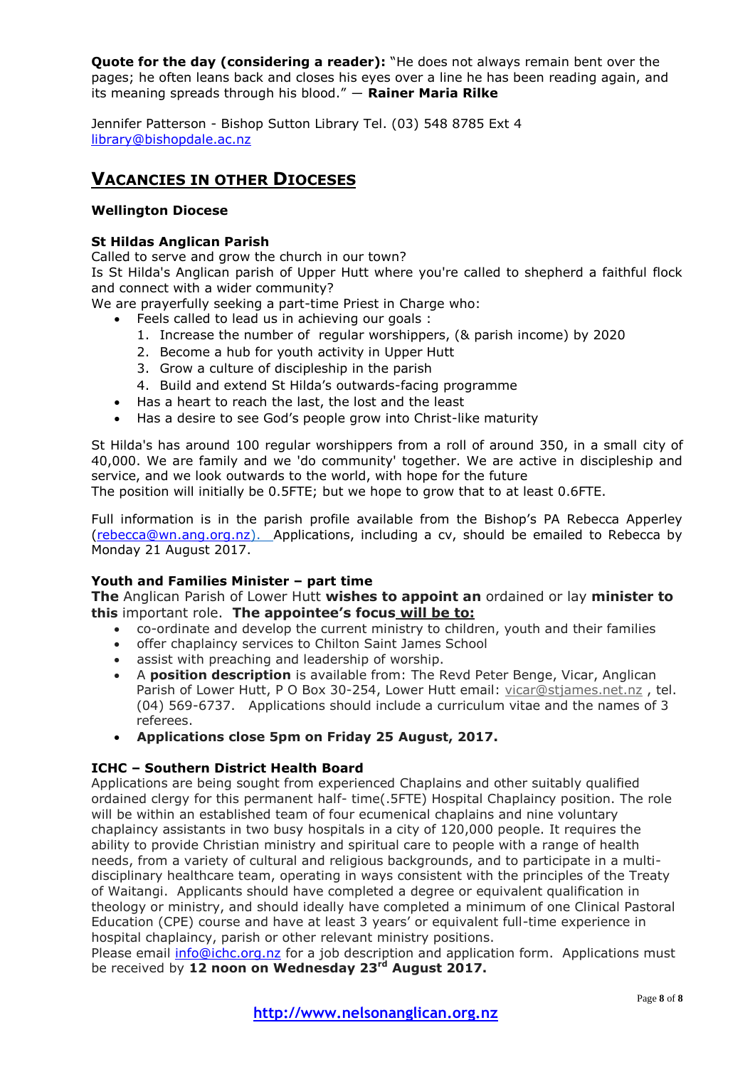**Quote for the day (considering a reader):** "He does not always remain bent over the pages; he often leans back and closes his eyes over a line he has been reading again, and its meaning spreads through his blood." — **Rainer Maria Rilke**

Jennifer Patterson - Bishop Sutton Library Tel. (03) 548 8785 Ext 4
library@bishopdale.ac.nz

## VACANCIES IN OTHER DIOCESES

**Wellington Diocese**

**St Hildas Anglican Parish**

Called to serve and grow the church in our town?
Is St Hilda's Anglican parish of Upper Hutt where you're called to shepherd a faithful flock and connect with a wider community?
We are prayerfully seeking a part-time Priest in Charge who:

- Feels called to lead us in achieving our goals :
  1. Increase the number of regular worshippers, (& parish income) by 2020
  2. Become a hub for youth activity in Upper Hutt
  3. Grow a culture of discipleship in the parish
  4. Build and extend St Hilda's outwards-facing programme
- Has a heart to reach the last, the lost and the least
- Has a desire to see God's people grow into Christ-like maturity

St Hilda's has around 100 regular worshippers from a roll of around 350, in a small city of 40,000. We are family and we 'do community' together. We are active in discipleship and service, and we look outwards to the world, with hope for the future
The position will initially be 0.5FTE; but we hope to grow that to at least 0.6FTE.

Full information is in the parish profile available from the Bishop's PA Rebecca Apperley (rebecca@wn.ang.org.nz). Applications, including a cv, should be emailed to Rebecca by Monday 21 August 2017.

**Youth and Families Minister – part time**

**The** Anglican Parish of Lower Hutt **wishes to appoint an** ordained or lay **minister to this** important role. **The appointee's focus will be to:**

- co-ordinate and develop the current ministry to children, youth and their families
- offer chaplaincy services to Chilton Saint James School
- assist with preaching and leadership of worship.
- A **position description** is available from: The Revd Peter Benge, Vicar, Anglican Parish of Lower Hutt, P O Box 30-254, Lower Hutt email: vicar@stjames.net.nz , tel. (04) 569-6737. Applications should include a curriculum vitae and the names of 3 referees.
- **Applications close 5pm on Friday 25 August, 2017.**

**ICHC – Southern District Health Board**

Applications are being sought from experienced Chaplains and other suitably qualified ordained clergy for this permanent half- time(.5FTE) Hospital Chaplaincy position. The role will be within an established team of four ecumenical chaplains and nine voluntary chaplaincy assistants in two busy hospitals in a city of 120,000 people. It requires the ability to provide Christian ministry and spiritual care to people with a range of health needs, from a variety of cultural and religious backgrounds, and to participate in a multi-disciplinary healthcare team, operating in ways consistent with the principles of the Treaty of Waitangi. Applicants should have completed a degree or equivalent qualification in theology or ministry, and should ideally have completed a minimum of one Clinical Pastoral Education (CPE) course and have at least 3 years' or equivalent full-time experience in hospital chaplaincy, parish or other relevant ministry positions.
Please email info@ichc.org.nz for a job description and application form. Applications must be received by **12 noon on Wednesday 23rd August 2017.**

**http://www.nelsonanglican.org.nz**